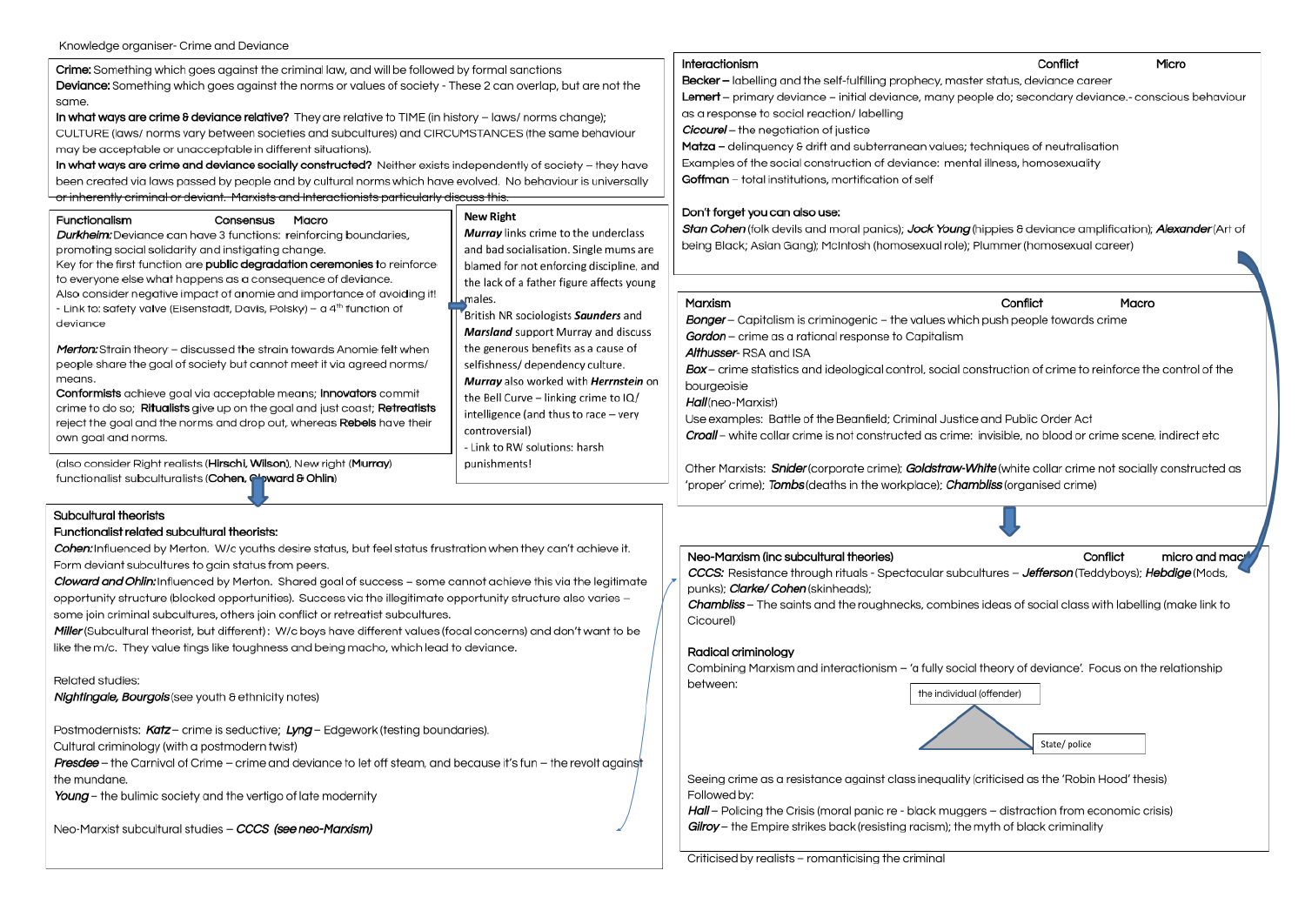Knowledge organiser- Crime and Deviance

**Crime:** Something which goes against the criminal law, and will be followed by formal sanctions
**Deviance:** Something which goes against the norms or values of society - These 2 can overlap, but are not the same.
**In what ways are crime & deviance relative?** They are relative to TIME (in history – laws/ norms change); CULTURE (laws/ norms vary between societies and subcultures) and CIRCUMSTANCES (the same behaviour may be acceptable or unacceptable in different situations).
**In what ways are crime and deviance socially constructed?** Neither exists independently of society – they have been created via laws passed by people and by cultural norms which have evolved. No behaviour is universally or inherently criminal or deviant. Marxists and Interactionists particularly discuss this.

## Functionalism — Consensus — Macro

***Durkheim:*** Deviance can have 3 functions: reinforcing boundaries, promoting social solidarity and instigating change.
Key for the first function are **public degradation ceremonies** to reinforce to everyone else what happens as a consequence of deviance.
Also consider negative impact of anomie and importance of avoiding it!
- Link to: safety valve (Eisenstadt, Davis, Polsky) – a 4th function of deviance

***Merton:*** Strain theory – discussed the strain towards Anomie felt when people share the goal of society but cannot meet it via agreed norms/ means.
**Conformists** achieve goal via acceptable means; **Innovators** commit crime to do so; **Ritualists** give up on the goal and just coast; **Retreatists** reject the goal and the norms and drop out, whereas **Rebels** have their own goal and norms.

(also consider Right realists (**Hirschi, Wilson**), New right (**Murray**) functionalist subculturalists (**Cohen, Cloward & Ohlin**)

## New Right

***Murray*** links crime to the underclass and bad socialisation. Single mums are blamed for not enforcing discipline, and the lack of a father figure affects young males.
British NR sociologists ***Saunders*** and ***Marsland*** support Murray and discuss the generous benefits as a cause of selfishness/ dependency culture.
***Murray*** also worked with ***Herrnstein*** on the Bell Curve – linking crime to IQ/ intelligence (and thus to race – very controversial)
- Link to RW solutions: harsh punishments!

## Subcultural theorists

**Functionalist related subcultural theorists:**
***Cohen:*** Influenced by Merton. W/c youths desire status, but feel status frustration when they can't achieve it. Form deviant subcultures to gain status from peers.
***Cloward and Ohlin:*** Influenced by Merton. Shared goal of success – some cannot achieve this via the legitimate opportunity structure (blocked opportunities). Success via the illegitimate opportunity structure also varies – some join criminal subcultures, others join conflict or retreatist subcultures.
***Miller*** (Subcultural theorist, but different): W/c boys have different values (focal concerns) and don't want to be like the m/c. They value tings like toughness and being macho, which lead to deviance.

Related studies:
***Nightingale, Bourgois*** (see youth & ethnicity notes)

Postmodernists: ***Katz*** – crime is seductive; ***Lyng*** – Edgework (testing boundaries).
Cultural criminology (with a postmodern twist)
***Presdee*** – the Carnival of Crime – crime and deviance to let off steam, and because it's fun – the revolt against the mundane.
***Young*** – the bulimic society and the vertigo of late modernity

Neo-Marxist subcultural studies – ***CCCS (see neo-Marxism)***

## Interactionism — Conflict — Micro

**Becker** – labelling and the self-fulfilling prophecy, master status, deviance career
**Lemert** – primary deviance – initial deviance, many people do; secondary deviance.- conscious behaviour as a response to social reaction/ labelling
***Cicourel*** – the negotiation of justice
**Matza** – delinquency & drift and subterranean values; techniques of neutralisation
Examples of the social construction of deviance: mental illness, homosexuality
**Goffman** – total institutions, mortification of self

**Don't forget you can also use:**
***Stan Cohen*** (folk devils and moral panics); ***Jock Young*** (hippies & deviance amplification); ***Alexander*** (Art of being Black; Asian Gang); McIntosh (homosexual role); Plummer (homosexual career)

## Marxism — Conflict — Macro

***Bonger*** – Capitalism is criminogenic – the values which push people towards crime
***Gordon*** – crime as a rational response to Capitalism
***Althusser***- RSA and ISA
***Box*** – crime statistics and ideological control, social construction of crime to reinforce the control of the bourgeoisie
***Hall*** (neo-Marxist)
Use examples: Battle of the Beanfield; Criminal Justice and Public Order Act
***Croall*** – white collar crime is not constructed as crime: invisible, no blood or crime scene, indirect etc

Other Marxists: ***Snider*** (corporate crime); ***Goldstraw-White*** (white collar crime not socially constructed as 'proper' crime); ***Tombs*** (deaths in the workplace); ***Chambliss*** (organised crime)

## Neo-Marxism (inc subcultural theories) — Conflict — micro and macro

***CCCS:*** Resistance through rituals - Spectacular subcultures – ***Jefferson*** (Teddyboys); ***Hebdige*** (Mods, punks); ***Clarke/ Cohen*** (skinheads);
***Chambliss*** – The saints and the roughnecks, combines ideas of social class with labelling (make link to Cicourel)

**Radical criminology**
Combining Marxism and interactionism – 'a fully social theory of deviance'. Focus on the relationship between:

- the individual (offender)
- State/ police

Seeing crime as a resistance against class inequality (criticised as the 'Robin Hood' thesis)
Followed by:
***Hall*** – Policing the Crisis (moral panic re - black muggers – distraction from economic crisis)
***Gilroy*** – the Empire strikes back (resisting racism); the myth of black criminality

Criticised by realists – romanticising the criminal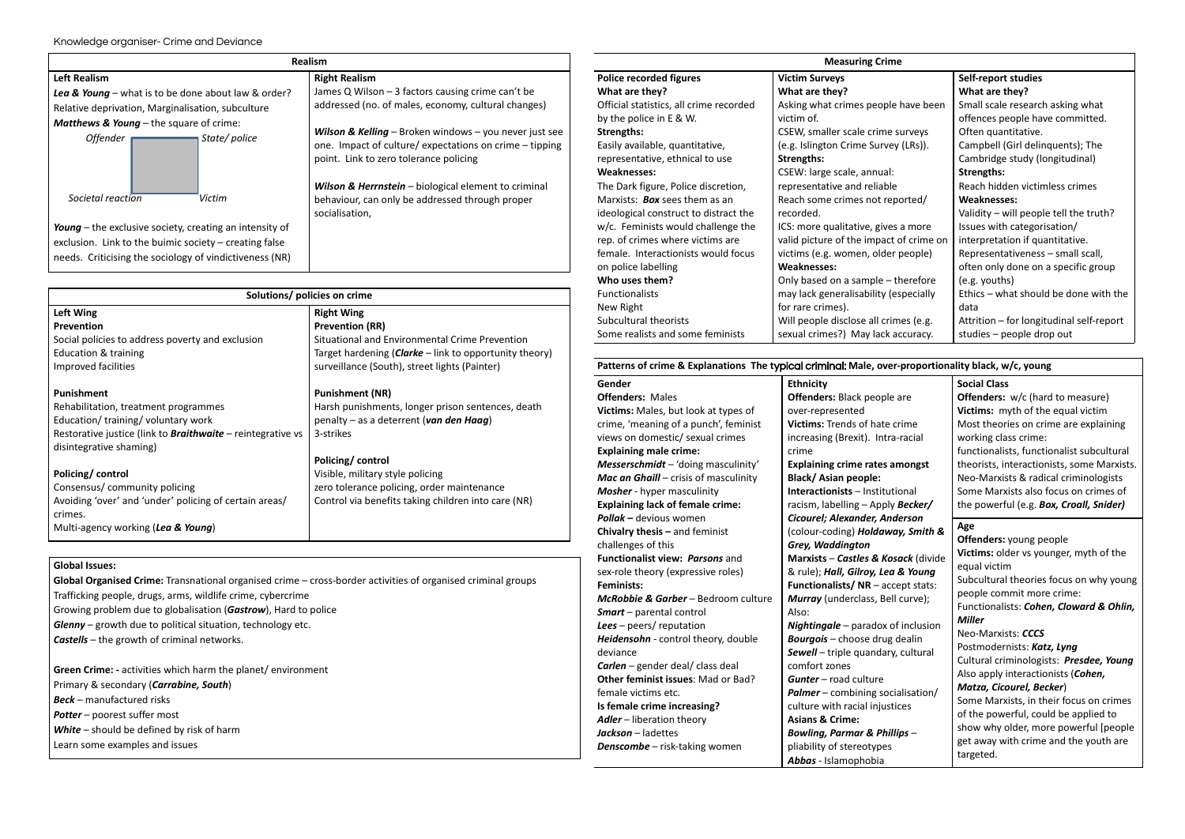Knowledge organiser- Crime and Deviance

## Realism

| Left Realism | Right Realism |
|---|---|
| ***Lea & Young*** – what is to be done about law & order? Relative deprivation, Marginalisation, subculture<br>***Matthews & Young*** – the square of crime:<br>*Offender* — *State/ police*<br>*Societal reaction* — *Victim*<br>***Young*** – the exclusive society, creating an intensity of exclusion. Link to the buimic society – creating false needs. Criticising the sociology of vindictiveness (NR) | James Q Wilson – 3 factors causing crime can't be addressed (no. of males, economy, cultural changes)<br>***Wilson & Kelling*** – Broken windows – you never just see one. Impact of culture/ expectations on crime – tipping point. Link to zero tolerance policing<br>***Wilson & Herrnstein*** – biological element to criminal behaviour, can only be addressed through proper socialisation, |

## Solutions/ policies on crime

| Left Wing | Right Wing |
|---|---|
| **Prevention**<br>Social policies to address poverty and exclusion<br>Education & training<br>Improved facilities | **Prevention (RR)**<br>Situational and Environmental Crime Prevention<br>Target hardening (***Clarke*** – link to opportunity theory)<br>surveillance (South), street lights (Painter) |
| **Punishment**<br>Rehabilitation, treatment programmes<br>Education/ training/ voluntary work<br>Restorative justice (link to ***Braithwaite*** – reintegrative vs disintegrative shaming) | **Punishment (NR)**<br>Harsh punishments, longer prison sentences, death penalty – as a deterrent (***van den Haag***)<br>3-strikes |
| **Policing/ control**<br>Consensus/ community policing<br>Avoiding 'over' and 'under' policing of certain areas/ crimes.<br>Multi-agency working (***Lea & Young***) | **Policing/ control**<br>Visible, military style policing<br>zero tolerance policing, order maintenance<br>Control via benefits taking children into care (NR) |

## Global Issues:

**Global Organised Crime:** Transnational organised crime – cross-border activities of organised criminal groups

Trafficking people, drugs, arms, wildlife crime, cybercrime

Growing problem due to globalisation (***Gastrow***), Hard to police

***Glenny*** – growth due to political situation, technology etc.

***Castells*** – the growth of criminal networks.

**Green Crime: -** activities which harm the planet/ environment

Primary & secondary (***Carrabine, South***)

***Beck*** – manufactured risks

***Potter*** – poorest suffer most

***White*** – should be defined by risk of harm

Learn some examples and issues

## Measuring Crime

| Police recorded figures | Victim Surveys | Self-report studies |
|---|---|---|
| **What are they?**<br>Official statistics, all crime recorded by the police in E & W.<br>**Strengths:**<br>Easily available, quantitative, representative, ethnical to use<br>**Weaknesses:**<br>The Dark figure, Police discretion, Marxists: ***Box*** sees them as an ideological construct to distract the w/c. Feminists would challenge the rep. of crimes where victims are female. Interactionists would focus on police labelling<br>**Who uses them?**<br>Functionalists<br>New Right<br>Subcultural theorists<br>Some realists and some feminists | **What are they?**<br>Asking what crimes people have been victim of.<br>CSEW, smaller scale crime surveys (e.g. Islington Crime Survey (LRs)).<br>**Strengths:**<br>CSEW: large scale, annual: representative and reliable<br>Reach some crimes not reported/ recorded.<br>ICS: more qualitative, gives a more valid picture of the impact of crime on victims (e.g. women, older people)<br>**Weaknesses:**<br>Only based on a sample – therefore may lack generalisability (especially for rare crimes).<br>Will people disclose all crimes (e.g. sexual crimes?) May lack accuracy. | **What are they?**<br>Small scale research asking what offences people have committed. Often quantitative.<br>Campbell (Girl delinquents); The Cambridge study (longitudinal)<br>**Strengths:**<br>Reach hidden victimless crimes<br>**Weaknesses:**<br>Validity – will people tell the truth?<br>Issues with categorisation/ interpretation if quantitative.<br>Representativeness – small scall, often only done on a specific group (e.g. youths)<br>Ethics – what should be done with the data<br>Attrition – for longitudinal self-report studies – people drop out |

## Patterns of crime & Explanations The typical criminal: Male, over-proportionality black, w/c, young

| Gender | Ethnicity | Social Class / Age |
|---|---|---|
| **Offenders:** Males<br>**Victims:** Males, but look at types of crime, 'meaning of a punch', feminist views on domestic/ sexual crimes<br>**Explaining male crime:**<br>***Messerschmidt*** – 'doing masculinity'<br>***Mac an Ghaill*** – crisis of masculinity<br>***Mosher*** - hyper masculinity<br>**Explaining lack of female crime:**<br>***Pollak*** **–** devious women<br>**Chivalry thesis –** and feminist challenges of this<br>**Functionalist view:** ***Parsons*** and sex-role theory (expressive roles)<br>**Feminists:**<br>***McRobbie & Garber*** – Bedroom culture<br>***Smart*** – parental control<br>***Lees*** – peers/ reputation<br>***Heidensohn*** - control theory, double deviance<br>***Carlen*** – gender deal/ class deal<br>**Other feminist issues**: Mad or Bad? female victims etc.<br>**Is female crime increasing?**<br>***Adler*** – liberation theory<br>***Jackson*** – ladettes<br>***Denscombe*** – risk-taking women | **Offenders:** Black people are over-represented<br>**Victims:** Trends of hate crime increasing (Brexit). Intra-racial crime<br>**Explaining crime rates amongst Black/ Asian people:**<br>**Interactionists** – Institutional racism, labelling – Apply ***Becker/ Cicourel; Alexander, Anderson*** (colour-coding) ***Holdaway, Smith & Grey, Waddington***<br>**Marxists** – ***Castles & Kosack*** (divide & rule); ***Hall, Gilroy, Lea & Young***<br>**Functionalists/ NR** – accept stats: ***Murray*** (underclass, Bell curve);<br>Also:<br>***Nightingale*** – paradox of inclusion<br>***Bourgois*** – choose drug dealin<br>***Sewell*** – triple quandary, cultural comfort zones<br>***Gunter*** – road culture<br>***Palmer*** – combining socialisation/ culture with racial injustices<br>**Asians & Crime:**<br>***Bowling, Parmar & Phillips*** – pliability of stereotypes<br>***Abbas*** - Islamophobia | **Social Class**<br>**Offenders:** w/c (hard to measure)<br>**Victims:** myth of the equal victim<br>Most theories on crime are explaining working class crime: functionalists, functionalist subcultural theorists, interactionists, some Marxists. Neo-Marxists & radical criminologists<br>Some Marxists also focus on crimes of the powerful (e.g. ***Box, Croall, Snider)***<br>**Age**<br>**Offenders:** young people<br>**Victims:** older vs younger, myth of the equal victim<br>Subcultural theories focus on why young people commit more crime:<br>Functionalists: ***Cohen, Cloward & Ohlin, Miller***<br>Neo-Marxists: ***CCCS***<br>Postmodernists: ***Katz, Lyng***<br>Cultural criminologists: ***Presdee, Young***<br>Also apply interactionists (***Cohen, Matza, Cicourel, Becker***)<br>Some Marxists, in their focus on crimes of the powerful, could be applied to show why older, more powerful [people get away with crime and the youth are targeted. |